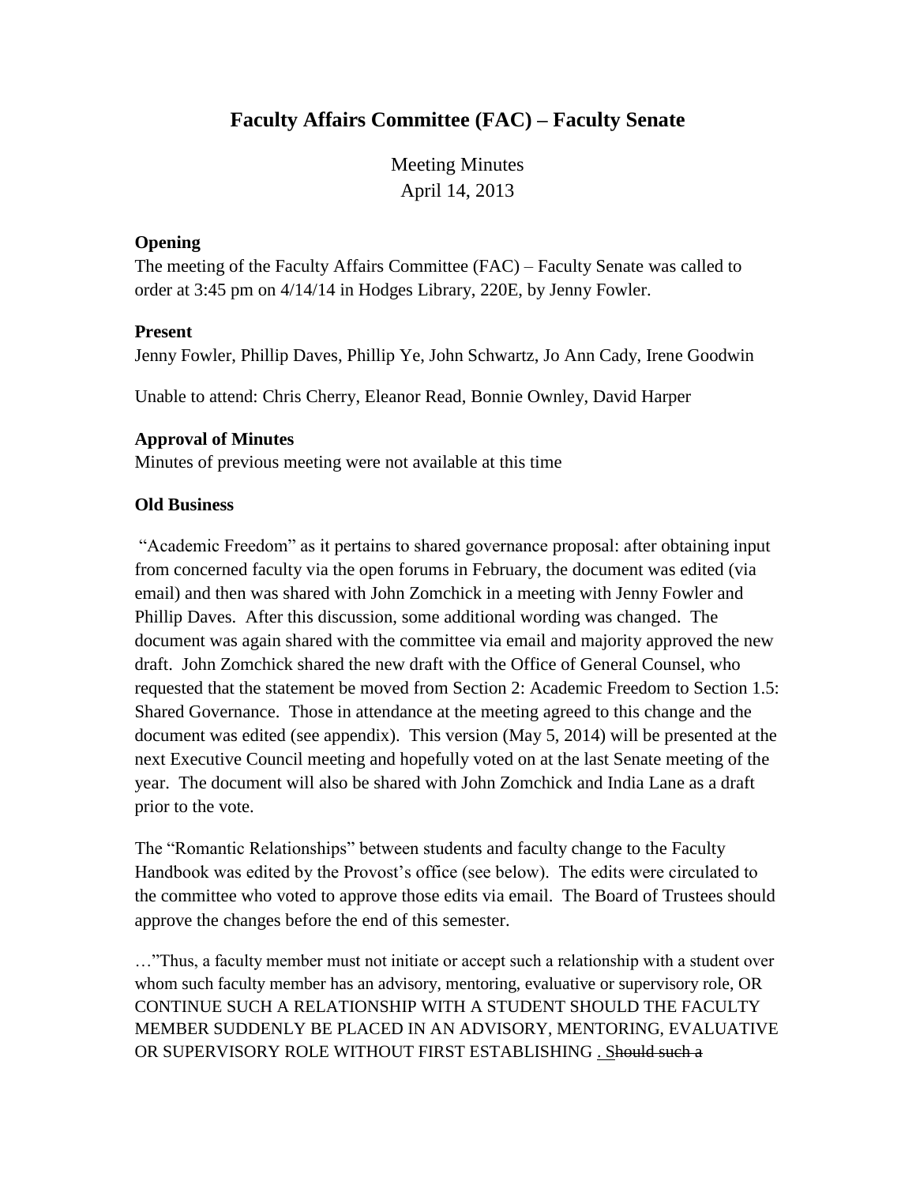# Faculty Affairs Committee (FAC) – Faculty Senate

Meeting Minutes
April 14, 2013

**Opening**

The meeting of the Faculty Affairs Committee (FAC) – Faculty Senate was called to order at 3:45 pm on 4/14/14 in Hodges Library, 220E, by Jenny Fowler.

**Present**

Jenny Fowler, Phillip Daves, Phillip Ye, John Schwartz, Jo Ann Cady, Irene Goodwin

Unable to attend: Chris Cherry, Eleanor Read, Bonnie Ownley, David Harper

**Approval of Minutes**

Minutes of previous meeting were not available at this time

**Old Business**

"Academic Freedom" as it pertains to shared governance proposal: after obtaining input from concerned faculty via the open forums in February, the document was edited (via email) and then was shared with John Zomchick in a meeting with Jenny Fowler and Phillip Daves. After this discussion, some additional wording was changed. The document was again shared with the committee via email and majority approved the new draft. John Zomchick shared the new draft with the Office of General Counsel, who requested that the statement be moved from Section 2: Academic Freedom to Section 1.5: Shared Governance. Those in attendance at the meeting agreed to this change and the document was edited (see appendix). This version (May 5, 2014) will be presented at the next Executive Council meeting and hopefully voted on at the last Senate meeting of the year. The document will also be shared with John Zomchick and India Lane as a draft prior to the vote.

The "Romantic Relationships" between students and faculty change to the Faculty Handbook was edited by the Provost's office (see below). The edits were circulated to the committee who voted to approve those edits via email. The Board of Trustees should approve the changes before the end of this semester.

…"Thus, a faculty member must not initiate or accept such a relationship with a student over whom such faculty member has an advisory, mentoring, evaluative or supervisory role, OR CONTINUE SUCH A RELATIONSHIP WITH A STUDENT SHOULD THE FACULTY MEMBER SUDDENLY BE PLACED IN AN ADVISORY, MENTORING, EVALUATIVE OR SUPERVISORY ROLE WITHOUT FIRST ESTABLISHING . S~~hould such a~~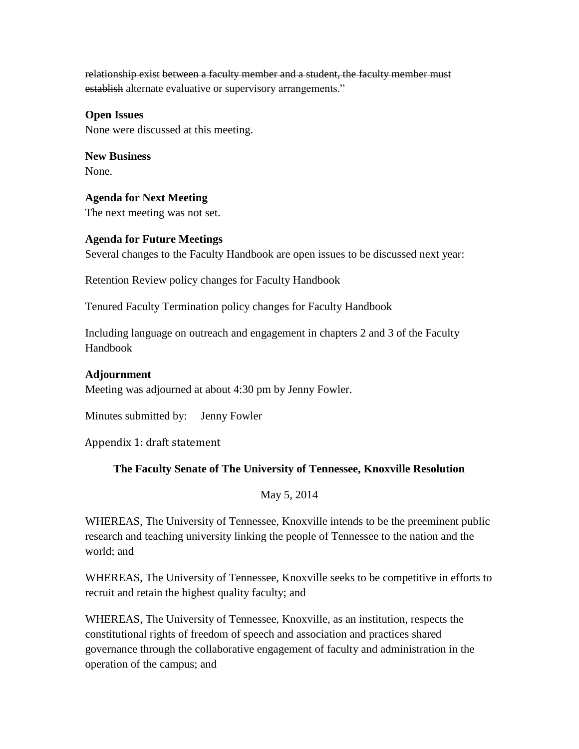~~relationship exist~~ ~~between a faculty member and a student, the faculty member must~~ ~~establish~~ alternate evaluative or supervisory arrangements."

**Open Issues**
None were discussed at this meeting.

**New Business**
None.

**Agenda for Next Meeting**
The next meeting was not set.

**Agenda for Future Meetings**
Several changes to the Faculty Handbook are open issues to be discussed next year:

Retention Review policy changes for Faculty Handbook

Tenured Faculty Termination policy changes for Faculty Handbook

Including language on outreach and engagement in chapters 2 and 3 of the Faculty Handbook

**Adjournment**
Meeting was adjourned at about 4:30 pm by Jenny Fowler.

Minutes submitted by: Jenny Fowler

Appendix 1: draft statement

**The Faculty Senate of The University of Tennessee, Knoxville Resolution**

May 5, 2014

WHEREAS, The University of Tennessee, Knoxville intends to be the preeminent public research and teaching university linking the people of Tennessee to the nation and the world; and

WHEREAS, The University of Tennessee, Knoxville seeks to be competitive in efforts to recruit and retain the highest quality faculty; and

WHEREAS, The University of Tennessee, Knoxville, as an institution, respects the constitutional rights of freedom of speech and association and practices shared governance through the collaborative engagement of faculty and administration in the operation of the campus; and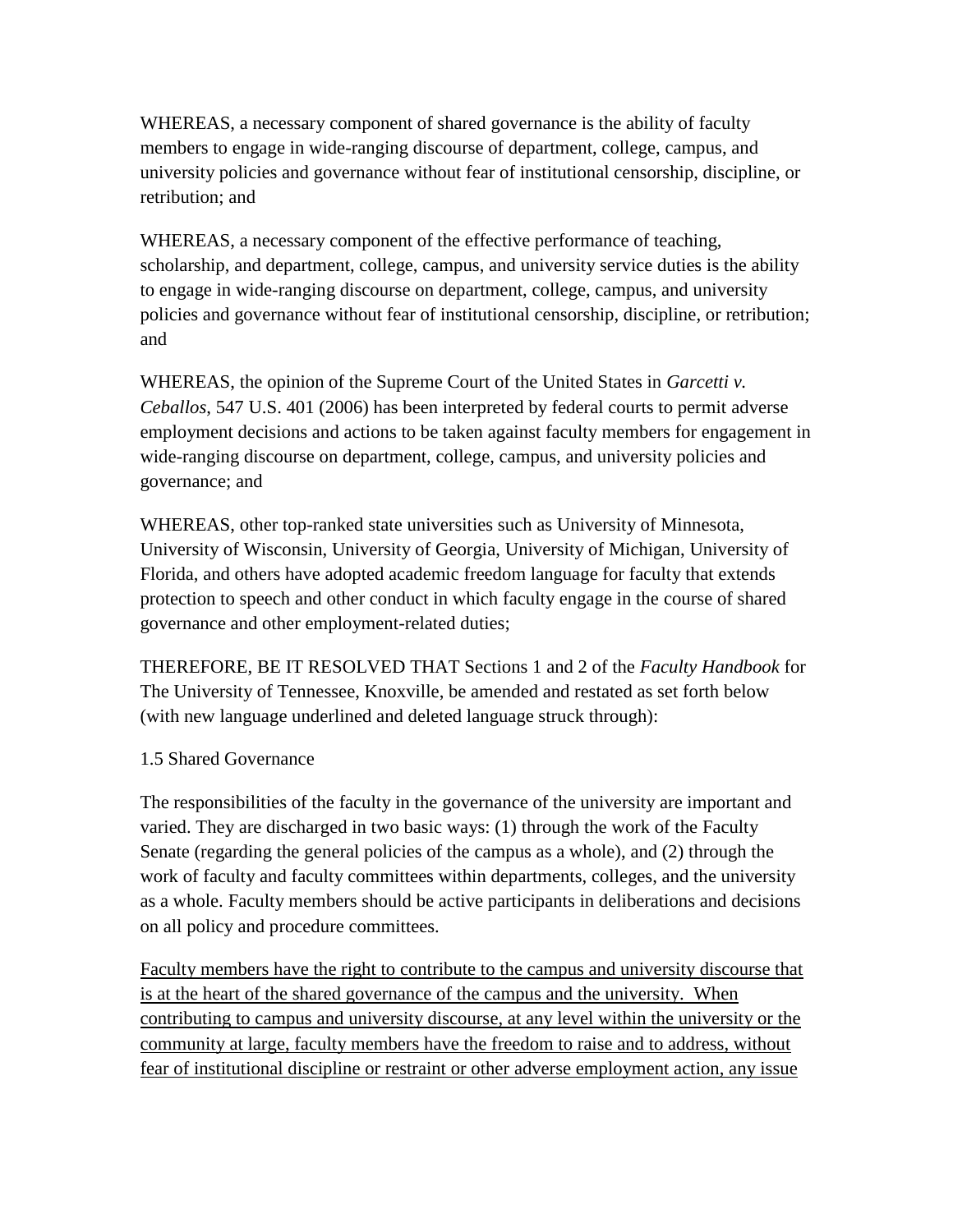WHEREAS, a necessary component of shared governance is the ability of faculty members to engage in wide-ranging discourse of department, college, campus, and university policies and governance without fear of institutional censorship, discipline, or retribution; and

WHEREAS, a necessary component of the effective performance of teaching, scholarship, and department, college, campus, and university service duties is the ability to engage in wide-ranging discourse on department, college, campus, and university policies and governance without fear of institutional censorship, discipline, or retribution; and

WHEREAS, the opinion of the Supreme Court of the United States in *Garcetti v. Ceballos*, 547 U.S. 401 (2006) has been interpreted by federal courts to permit adverse employment decisions and actions to be taken against faculty members for engagement in wide-ranging discourse on department, college, campus, and university policies and governance; and

WHEREAS, other top-ranked state universities such as University of Minnesota, University of Wisconsin, University of Georgia, University of Michigan, University of Florida, and others have adopted academic freedom language for faculty that extends protection to speech and other conduct in which faculty engage in the course of shared governance and other employment-related duties;

THEREFORE, BE IT RESOLVED THAT Sections 1 and 2 of the *Faculty Handbook* for The University of Tennessee, Knoxville, be amended and restated as set forth below (with new language underlined and deleted language struck through):

1.5 Shared Governance

The responsibilities of the faculty in the governance of the university are important and varied. They are discharged in two basic ways: (1) through the work of the Faculty Senate (regarding the general policies of the campus as a whole), and (2) through the work of faculty and faculty committees within departments, colleges, and the university as a whole. Faculty members should be active participants in deliberations and decisions on all policy and procedure committees.

<u>Faculty members have the right to contribute to the campus and university discourse that is at the heart of the shared governance of the campus and the university. When contributing to campus and university discourse, at any level within the university or the community at large, faculty members have the freedom to raise and to address, without fear of institutional discipline or restraint or other adverse employment action, any issue</u>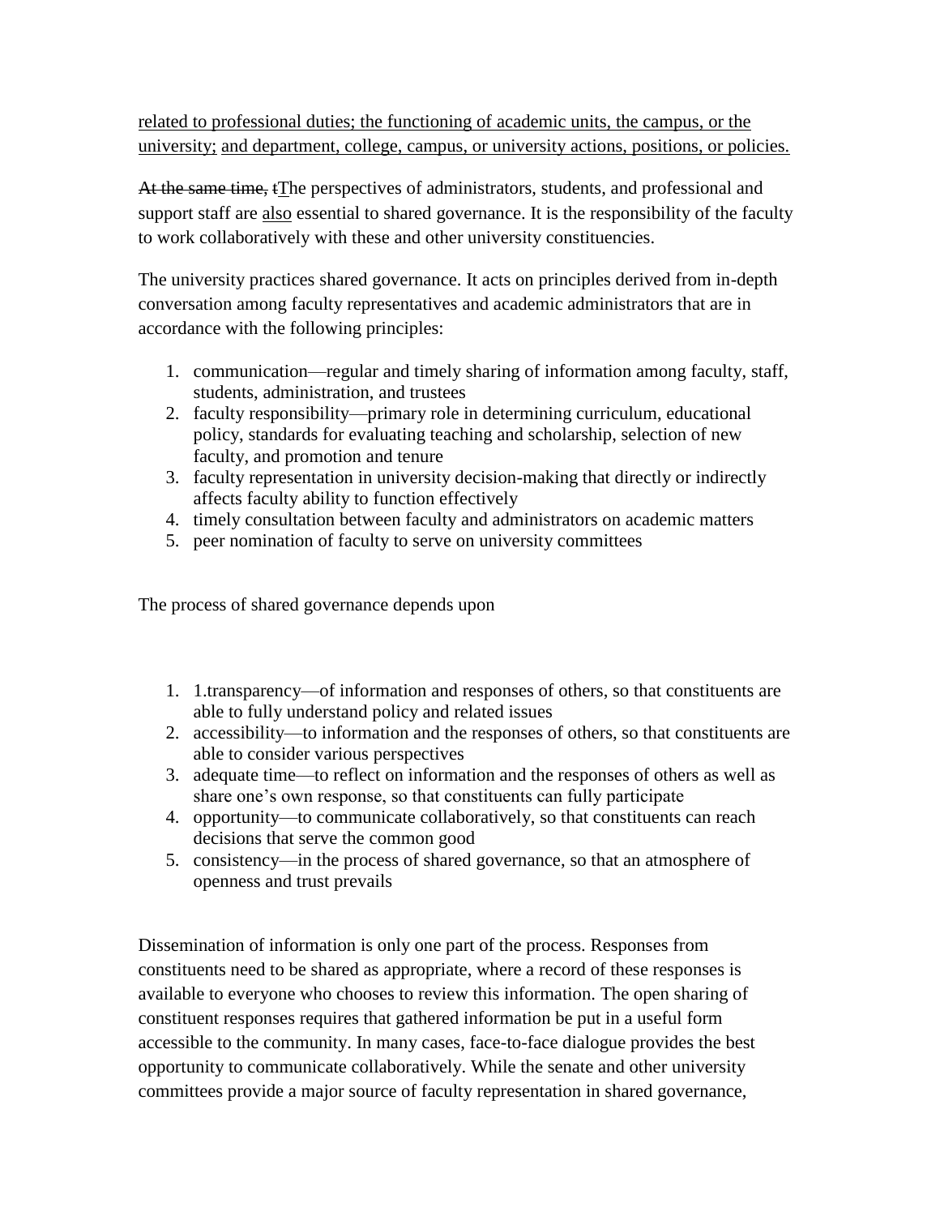<u>related to professional duties; the functioning of academic units, the campus, or the university;</u> <u>and department, college, campus, or university actions, positions, or policies.</u>

~~At the same time, t~~<u>T</u>he perspectives of administrators, students, and professional and support staff are <u>also</u> essential to shared governance. It is the responsibility of the faculty to work collaboratively with these and other university constituencies.

The university practices shared governance. It acts on principles derived from in-depth conversation among faculty representatives and academic administrators that are in accordance with the following principles:

1. communication—regular and timely sharing of information among faculty, staff, students, administration, and trustees
2. faculty responsibility—primary role in determining curriculum, educational policy, standards for evaluating teaching and scholarship, selection of new faculty, and promotion and tenure
3. faculty representation in university decision-making that directly or indirectly affects faculty ability to function effectively
4. timely consultation between faculty and administrators on academic matters
5. peer nomination of faculty to serve on university committees

The process of shared governance depends upon

1. 1.transparency—of information and responses of others, so that constituents are able to fully understand policy and related issues
2. accessibility—to information and the responses of others, so that constituents are able to consider various perspectives
3. adequate time—to reflect on information and the responses of others as well as share one's own response, so that constituents can fully participate
4. opportunity—to communicate collaboratively, so that constituents can reach decisions that serve the common good
5. consistency—in the process of shared governance, so that an atmosphere of openness and trust prevails

Dissemination of information is only one part of the process. Responses from constituents need to be shared as appropriate, where a record of these responses is available to everyone who chooses to review this information. The open sharing of constituent responses requires that gathered information be put in a useful form accessible to the community. In many cases, face-to-face dialogue provides the best opportunity to communicate collaboratively. While the senate and other university committees provide a major source of faculty representation in shared governance,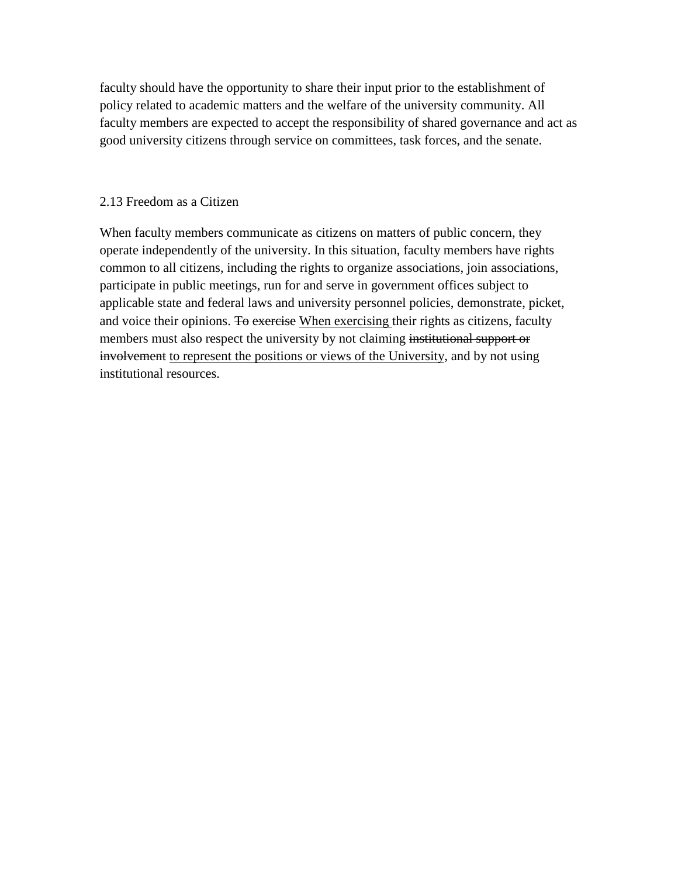faculty should have the opportunity to share their input prior to the establishment of policy related to academic matters and the welfare of the university community. All faculty members are expected to accept the responsibility of shared governance and act as good university citizens through service on committees, task forces, and the senate.

## 2.13 Freedom as a Citizen

When faculty members communicate as citizens on matters of public concern, they operate independently of the university. In this situation, faculty members have rights common to all citizens, including the rights to organize associations, join associations, participate in public meetings, run for and serve in government offices subject to applicable state and federal laws and university personnel policies, demonstrate, picket, and voice their opinions. ~~To exercise~~ <u>When exercising</u> their rights as citizens, faculty members must also respect the university by not claiming ~~institutional support or involvement~~ <u>to represent the positions or views of the University</u>, and by not using institutional resources.